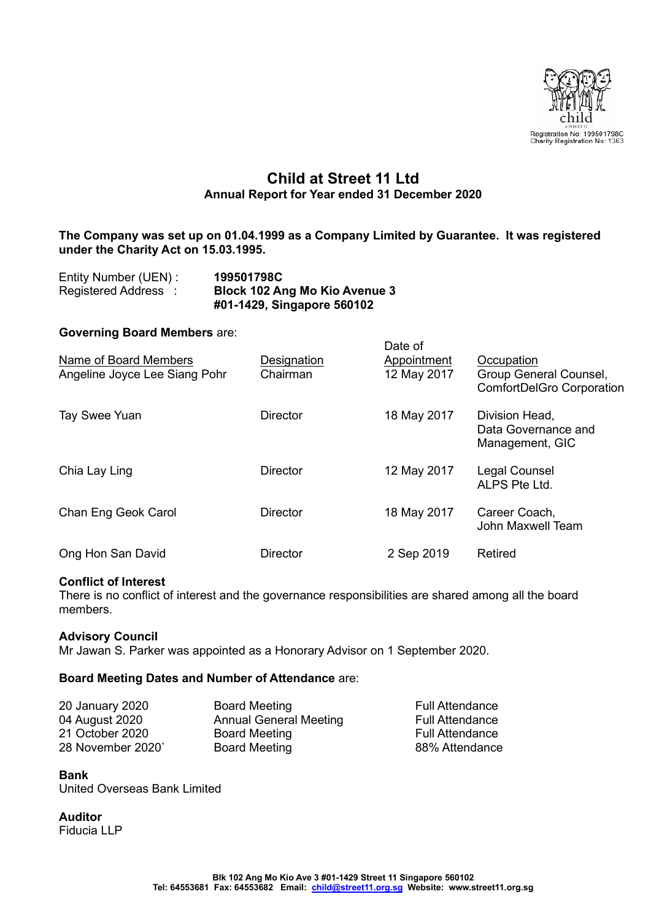Registration No: 199501798C
Charity Registration No: 1363

# Child at Street 11 Ltd

## Annual Report for Year ended 31 December 2020

**The Company was set up on 01.04.1999 as a Company Limited by Guarantee. It was registered under the Charity Act on 15.03.1995.**

Entity Number (UEN) : **199501798C**
Registered Address : **Block 102 Ang Mo Kio Avenue 3 #01-1429, Singapore 560102**

**Governing Board Members** are:

| Name of Board Members | Designation | Date of Appointment | Occupation |
|---|---|---|---|
| Angeline Joyce Lee Siang Pohr | Chairman | 12 May 2017 | Group General Counsel, ComfortDelGro Corporation |
| Tay Swee Yuan | Director | 18 May 2017 | Division Head, Data Governance and Management, GIC |
| Chia Lay Ling | Director | 12 May 2017 | Legal Counsel ALPS Pte Ltd. |
| Chan Eng Geok Carol | Director | 18 May 2017 | Career Coach, John Maxwell Team |
| Ong Hon San David | Director | 2 Sep 2019 | Retired |

**Conflict of Interest**
There is no conflict of interest and the governance responsibilities are shared among all the board members.

**Advisory Council**
Mr Jawan S. Parker was appointed as a Honorary Advisor on 1 September 2020.

**Board Meeting Dates and Number of Attendance** are:

| | | |
|---|---|---|
| 20 January 2020 | Board Meeting | Full Attendance |
| 04 August 2020 | Annual General Meeting | Full Attendance |
| 21 October 2020 | Board Meeting | Full Attendance |
| 28 November 2020` | Board Meeting | 88% Attendance |

**Bank**
United Overseas Bank Limited

**Auditor**
Fiducia LLP

Blk 102 Ang Mo Kio Ave 3 #01-1429 Street 11 Singapore 560102
Tel: 64553681 Fax: 64553682 Email: child@street11.org.sg Website: www.street11.org.sg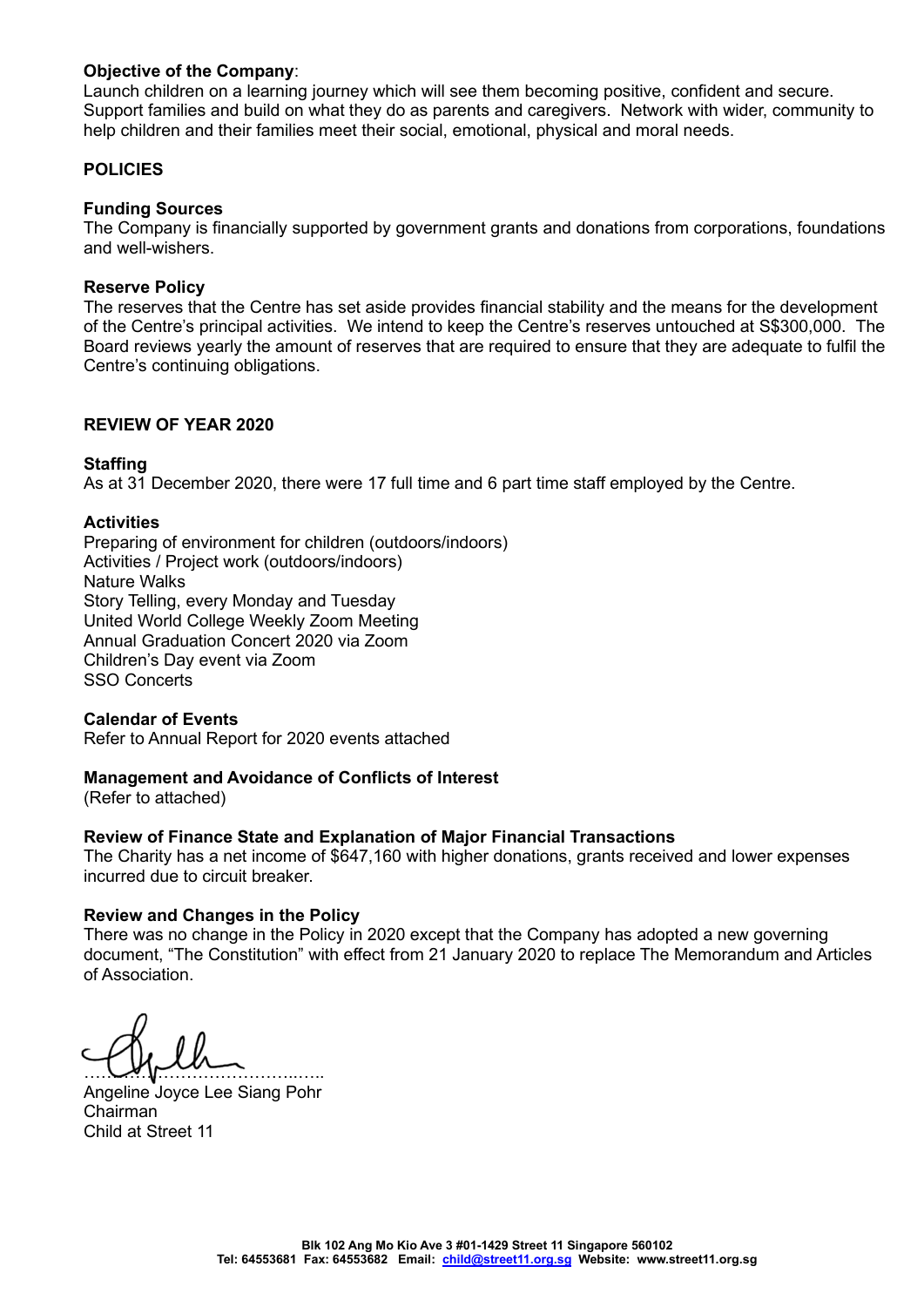**Objective of the Company**:
Launch children on a learning journey which will see them becoming positive, confident and secure. Support families and build on what they do as parents and caregivers. Network with wider, community to help children and their families meet their social, emotional, physical and moral needs.

## POLICIES

**Funding Sources**
The Company is financially supported by government grants and donations from corporations, foundations and well-wishers.

**Reserve Policy**
The reserves that the Centre has set aside provides financial stability and the means for the development of the Centre's principal activities. We intend to keep the Centre's reserves untouched at S$300,000. The Board reviews yearly the amount of reserves that are required to ensure that they are adequate to fulfil the Centre's continuing obligations.

## REVIEW OF YEAR 2020

**Staffing**
As at 31 December 2020, there were 17 full time and 6 part time staff employed by the Centre.

**Activities**
Preparing of environment for children (outdoors/indoors)
Activities / Project work (outdoors/indoors)
Nature Walks
Story Telling, every Monday and Tuesday
United World College Weekly Zoom Meeting
Annual Graduation Concert 2020 via Zoom
Children's Day event via Zoom
SSO Concerts

**Calendar of Events**
Refer to Annual Report for 2020 events attached

**Management and Avoidance of Conflicts of Interest**
(Refer to attached)

**Review of Finance State and Explanation of Major Financial Transactions**
The Charity has a net income of $647,160 with higher donations, grants received and lower expenses incurred due to circuit breaker.

**Review and Changes in the Policy**
There was no change in the Policy in 2020 except that the Company has adopted a new governing document, "The Constitution" with effect from 21 January 2020 to replace The Memorandum and Articles of Association.

…………………………………..…..
Angeline Joyce Lee Siang Pohr
Chairman
Child at Street 11

Blk 102 Ang Mo Kio Ave 3 #01-1429 Street 11 Singapore 560102
Tel: 64553681 Fax: 64553682 Email: child@street11.org.sg Website: www.street11.org.sg